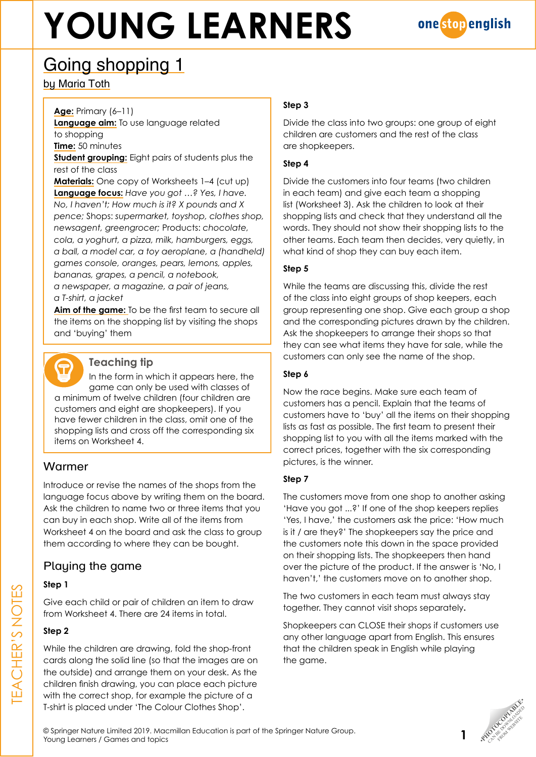# YOUNG LEARNERS

## Going shopping 1

by Maria Toth

**Age:** Primary (6–11)
**Language aim:** To use language related to shopping
**Time:** 50 minutes
**Student grouping:** Eight pairs of students plus the rest of the class
**Materials:** One copy of Worksheets 1–4 (cut up)
**Language focus:** *Have you got …? Yes, I have. No, I haven't; How much is it? X pounds and X pence;* Shops: *supermarket, toyshop, clothes shop, newsagent, greengrocer;* Products: *chocolate, cola, a yoghurt, a pizza, milk, hamburgers, eggs, a ball, a model car, a toy aeroplane, a (handheld) games console, oranges, pears, lemons, apples, bananas, grapes, a pencil, a notebook, a newspaper, a magazine, a pair of jeans, a T-shirt, a jacket*
**Aim of the game:** To be the first team to secure all the items on the shopping list by visiting the shops and 'buying' them

### Teaching tip

In the form in which it appears here, the game can only be used with classes of a minimum of twelve children (four children are customers and eight are shopkeepers). If you have fewer children in the class, omit one of the shopping lists and cross off the corresponding six items on Worksheet 4.

### Warmer

Introduce or revise the names of the shops from the language focus above by writing them on the board. Ask the children to name two or three items that you can buy in each shop. Write all of the items from Worksheet 4 on the board and ask the class to group them according to where they can be bought.

### Playing the game

**Step 1**

Give each child or pair of children an item to draw from Worksheet 4. There are 24 items in total.

**Step 2**

While the children are drawing, fold the shop-front cards along the solid line (so that the images are on the outside) and arrange them on your desk. As the children finish drawing, you can place each picture with the correct shop, for example the picture of a T-shirt is placed under 'The Colour Clothes Shop'.

**Step 3**

Divide the class into two groups: one group of eight children are customers and the rest of the class are shopkeepers.

**Step 4**

Divide the customers into four teams (two children in each team) and give each team a shopping list (Worksheet 3). Ask the children to look at their shopping lists and check that they understand all the words. They should not show their shopping lists to the other teams. Each team then decides, very quietly, in what kind of shop they can buy each item.

**Step 5**

While the teams are discussing this, divide the rest of the class into eight groups of shop keepers, each group representing one shop. Give each group a shop and the corresponding pictures drawn by the children. Ask the shopkeepers to arrange their shops so that they can see what items they have for sale, while the customers can only see the name of the shop.

**Step 6**

Now the race begins. Make sure each team of customers has a pencil. Explain that the teams of customers have to 'buy' all the items on their shopping lists as fast as possible. The first team to present their shopping list to you with all the items marked with the correct prices, together with the six corresponding pictures, is the winner.

**Step 7**

The customers move from one shop to another asking 'Have you got ...?' If one of the shop keepers replies 'Yes, I have,' the customers ask the price: 'How much is it / are they?' The shopkeepers say the price and the customers note this down in the space provided on their shopping lists. The shopkeepers then hand over the picture of the product. If the answer is 'No, I haven't,' the customers move on to another shop.

The two customers in each team must always stay together. They cannot visit shops separately.

Shopkeepers can CLOSE their shops if customers use any other language apart from English. This ensures that the children speak in English while playing the game.

© Springer Nature Limited 2019. Macmillan Education is part of the Springer Nature Group.
Young Learners / Games and topics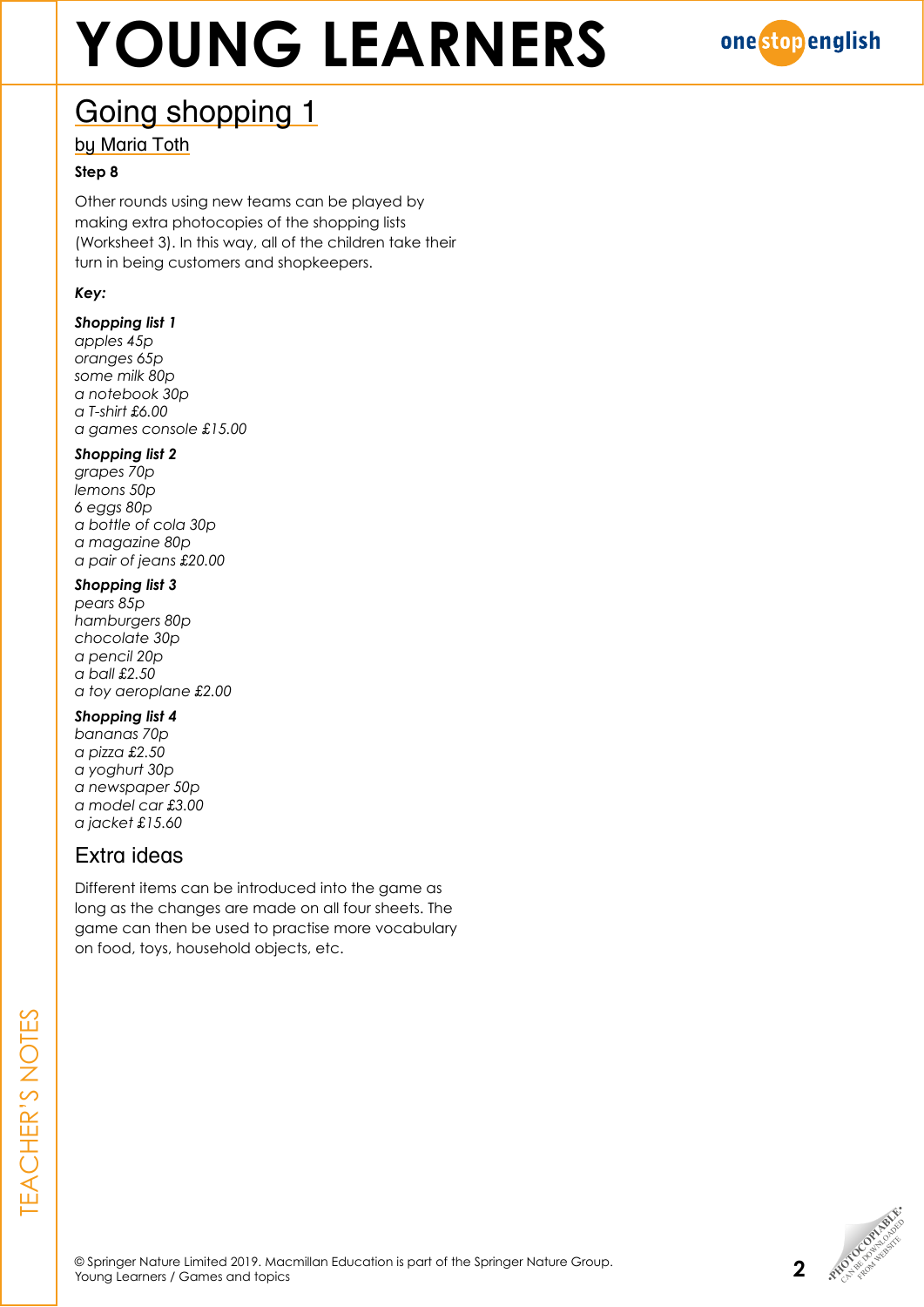## Going shopping 1

by Maria Toth

**Step 8**

Other rounds using new teams can be played by making extra photocopies of the shopping lists (Worksheet 3). In this way, all of the children take their turn in being customers and shopkeepers.

***Key:***

***Shopping list 1***
*apples 45p*
*oranges 65p*
*some milk 80p*
*a notebook 30p*
*a T-shirt £6.00*
*a games console £15.00*

***Shopping list 2***
*grapes 70p*
*lemons 50p*
*6 eggs 80p*
*a bottle of cola 30p*
*a magazine 80p*
*a pair of jeans £20.00*

***Shopping list 3***
*pears 85p*
*hamburgers 80p*
*chocolate 30p*
*a pencil 20p*
*a ball £2.50*
*a toy aeroplane £2.00*

***Shopping list 4***
*bananas 70p*
*a pizza £2.50*
*a yoghurt 30p*
*a newspaper 50p*
*a model car £3.00*
*a jacket £15.60*

## Extra ideas

Different items can be introduced into the game as long as the changes are made on all four sheets. The game can then be used to practise more vocabulary on food, toys, household objects, etc.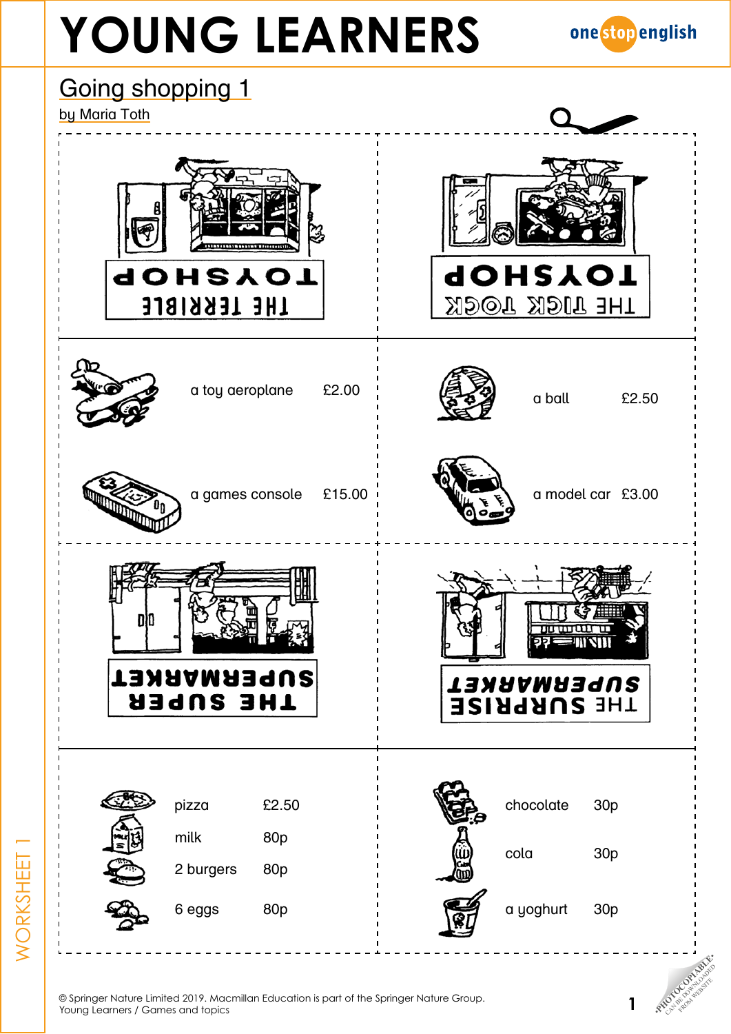# YOUNG LEARNERS

## Going shopping 1

by Maria Toth

TOYSHOP
THE TERRIBLE

TOYSHOP
THE TICK TOCK

| | |
|---|---|
| a toy aeroplane | £2.00 |
| a games console | £15.00 |

| | |
|---|---|
| a ball | £2.50 |
| a model car | £3.00 |

SUPERMARKET
THE SUPER

SUPERMARKET
THE SURPRISE

| | |
|---|---|
| pizza | £2.50 |
| milk | 80p |
| 2 burgers | 80p |
| 6 eggs | 80p |

| | |
|---|---|
| chocolate | 30p |
| cola | 30p |
| a yoghurt | 30p |

WORKSHEET 1

© Springer Nature Limited 2019. Macmillan Education is part of the Springer Nature Group.
Young Learners / Games and topics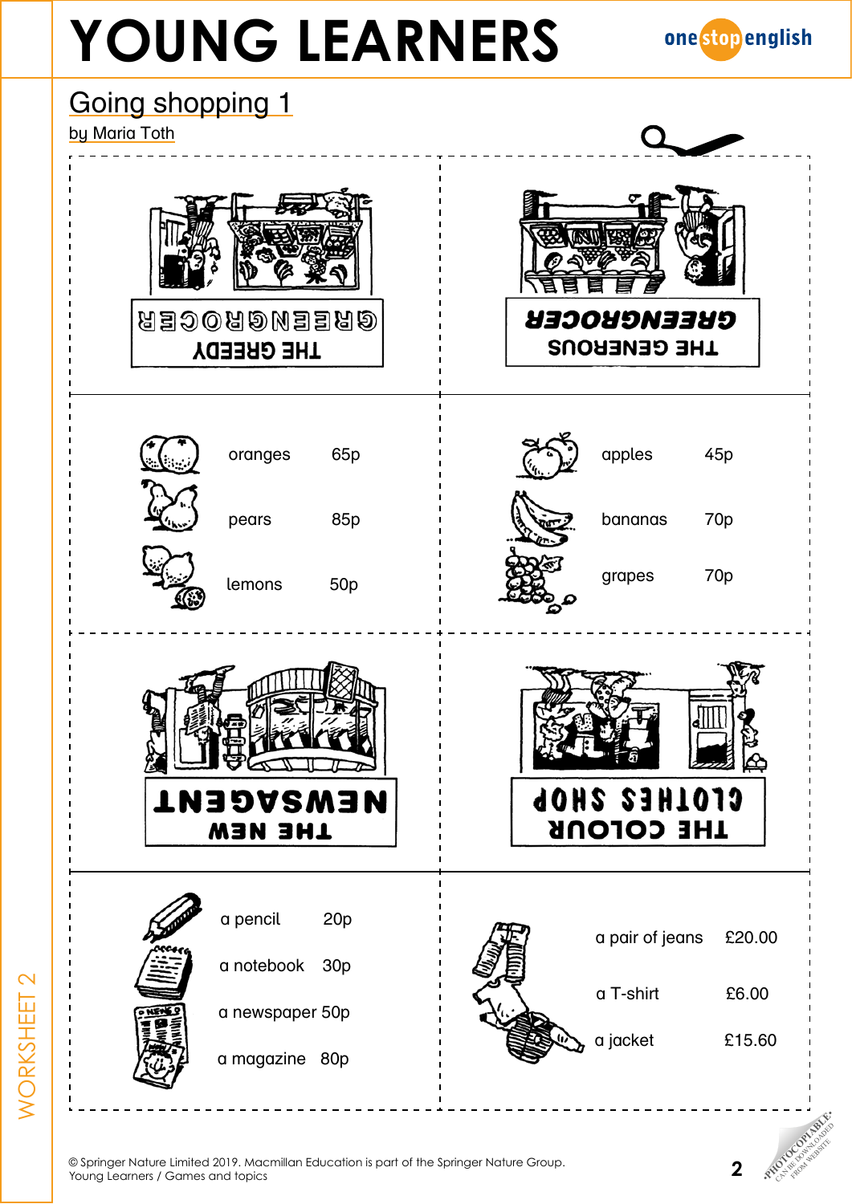# YOUNG LEARNERS

## Going shopping 1

by Maria Toth

THE GREEDY GREENGROCER

THE GENEROUS GREENGROCER

| | |
|---|---|
| oranges | 65p |
| pears | 85p |
| lemons | 50p |

| | |
|---|---|
| apples | 45p |
| bananas | 70p |
| grapes | 70p |

THE NEW NEWSAGENT

THE COLOUR CLOTHES SHOP

| | |
|---|---|
| a pencil | 20p |
| a notebook | 30p |
| a newspaper | 50p |
| a magazine | 80p |

| | |
|---|---|
| a pair of jeans | £20.00 |
| a T-shirt | £6.00 |
| a jacket | £15.60 |

WORKSHEET 2

© Springer Nature Limited 2019. Macmillan Education is part of the Springer Nature Group.
Young Learners / Games and topics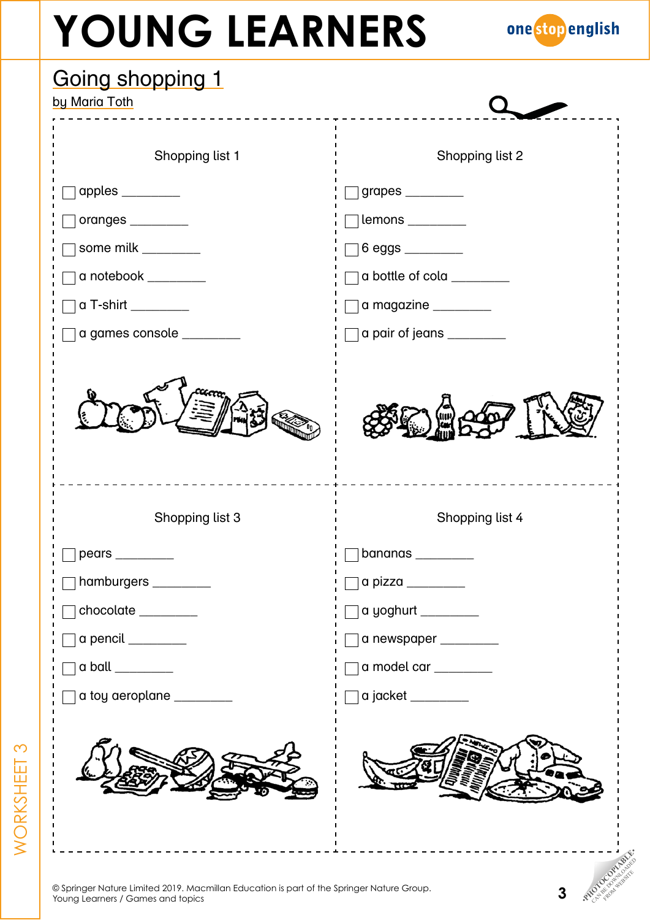# YOUNG LEARNERS

## Going shopping 1

by Maria Toth

### Shopping list 1

- [ ] apples _________
- [ ] oranges _________
- [ ] some milk _________
- [ ] a notebook _________
- [ ] a T-shirt _________
- [ ] a games console _________

### Shopping list 2

- [ ] grapes _________
- [ ] lemons _________
- [ ] 6 eggs _________
- [ ] a bottle of cola _________
- [ ] a magazine _________
- [ ] a pair of jeans _________

### Shopping list 3

- [ ] pears _________
- [ ] hamburgers _________
- [ ] chocolate _________
- [ ] a pencil _________
- [ ] a ball _________
- [ ] a toy aeroplane _________

### Shopping list 4

- [ ] bananas _________
- [ ] a pizza _________
- [ ] a yoghurt _________
- [ ] a newspaper _________
- [ ] a model car _________
- [ ] a jacket _________

© Springer Nature Limited 2019. Macmillan Education is part of the Springer Nature Group.
Young Learners / Games and topics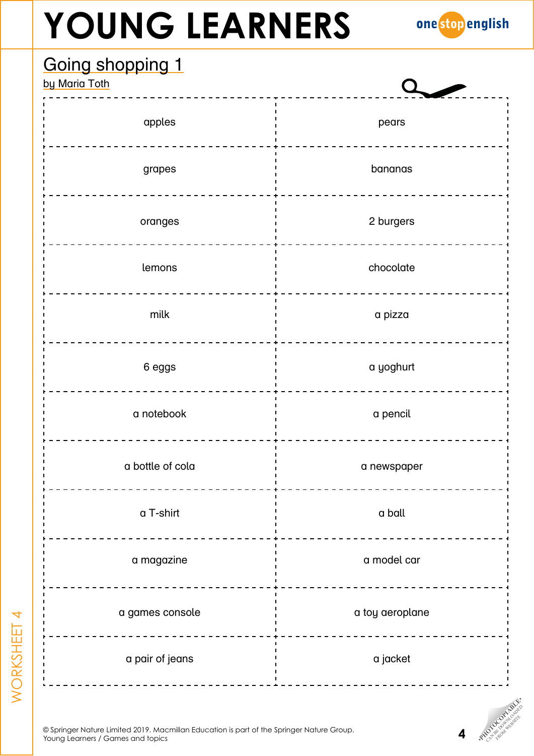# YOUNG LEARNERS

## Going shopping 1

by Maria Toth

| | |
|---|---|
| apples | pears |
| grapes | bananas |
| oranges | 2 burgers |
| lemons | chocolate |
| milk | a pizza |
| 6 eggs | a yoghurt |
| a notebook | a pencil |
| a bottle of cola | a newspaper |
| a T-shirt | a ball |
| a magazine | a model car |
| a games console | a toy aeroplane |
| a pair of jeans | a jacket |

WORKSHEET 4

© Springer Nature Limited 2019. Macmillan Education is part of the Springer Nature Group.
Young Learners / Games and topics